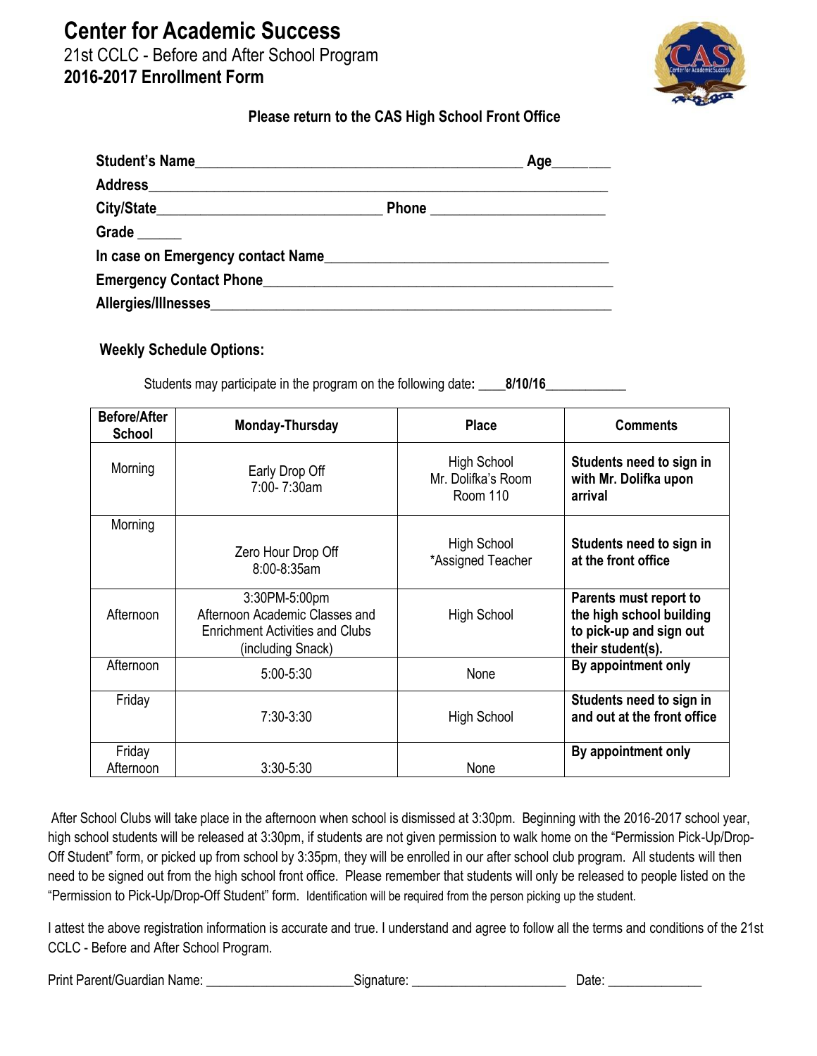# Center for Academic Success

21st CCLC - Before and After School Program

**2016-2017 Enrollment Form**

**Please return to the CAS High School Front Office**

**Student's Name**_____________________________________________ **Age**_______

**Address**_______________________________________________________________

**City/State**_____________________________ **Phone** ______________________

**Grade** ______

**In case on Emergency contact Name**____________________________________

**Emergency Contact Phone**_____________________________________________

**Allergies/Illnesses**___________________________________________________

**Weekly Schedule Options:**

Students may participate in the program on the following date**:** ____**8/10/16**___________

| Before/After School | Monday-Thursday | Place | Comments |
|---|---|---|---|
| Morning | Early Drop Off 7:00- 7:30am | High School Mr. Dolifka's Room Room 110 | **Students need to sign in with Mr. Dolifka upon arrival** |
| Morning | Zero Hour Drop Off 8:00-8:35am | High School *Assigned Teacher | **Students need to sign in at the front office** |
| Afternoon | 3:30PM-5:00pm Afternoon Academic Classes and Enrichment Activities and Clubs (including Snack) | High School | **Parents must report to the high school building to pick-up and sign out their student(s).** |
| Afternoon | 5:00-5:30 | None | **By appointment only** |
| Friday | 7:30-3:30 | High School | **Students need to sign in and out at the front office** |
| Friday Afternoon | 3:30-5:30 | None | **By appointment only** |

After School Clubs will take place in the afternoon when school is dismissed at 3:30pm. Beginning with the 2016-2017 school year, high school students will be released at 3:30pm, if students are not given permission to walk home on the "Permission Pick-Up/Drop-Off Student" form, or picked up from school by 3:35pm, they will be enrolled in our after school club program. All students will then need to be signed out from the high school front office. Please remember that students will only be released to people listed on the "Permission to Pick-Up/Drop-Off Student" form. Identification will be required from the person picking up the student.

I attest the above registration information is accurate and true. I understand and agree to follow all the terms and conditions of the 21st CCLC - Before and After School Program.

Print Parent/Guardian Name: ____________________ Signature: ______________________ Date: _____________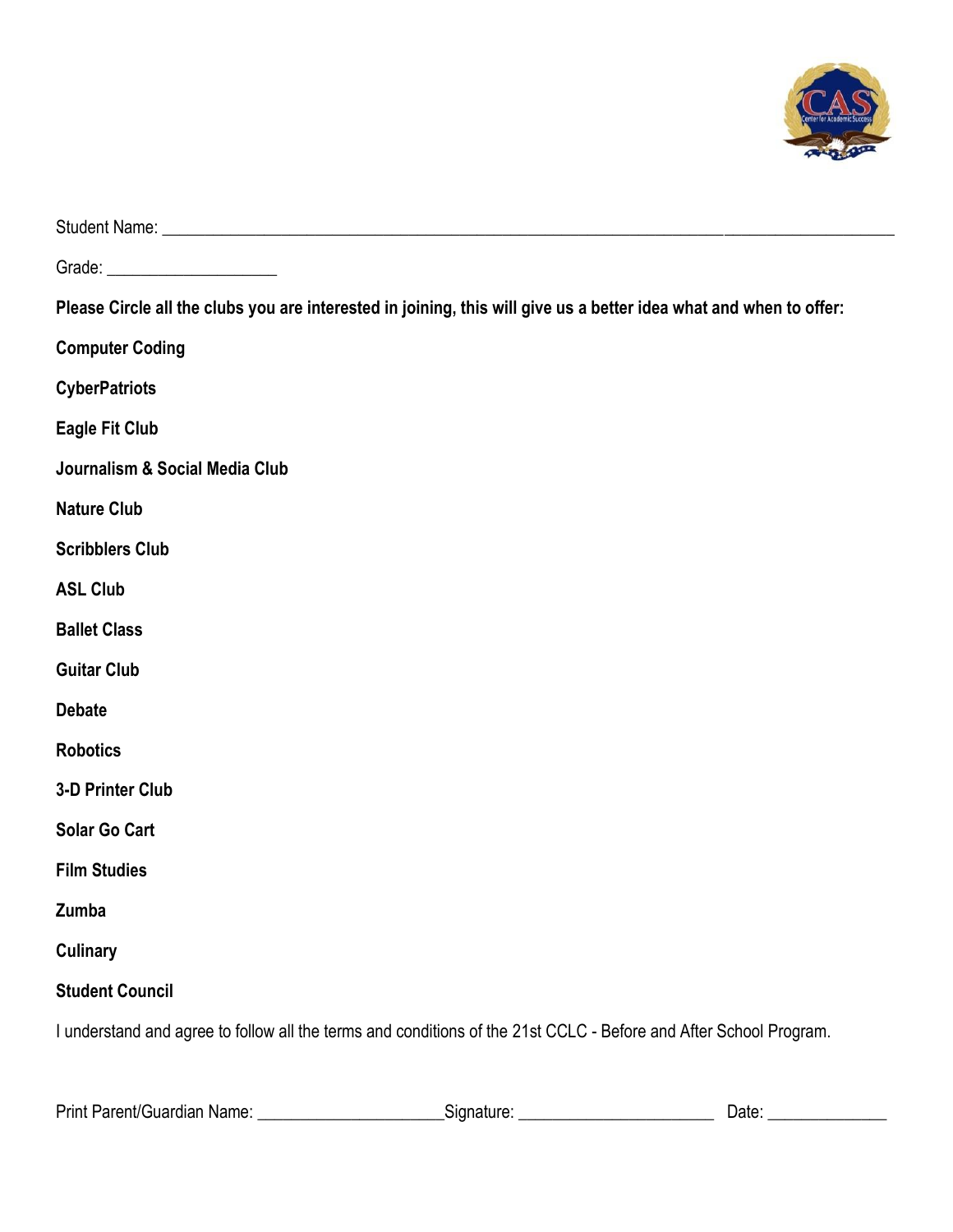Student Name: ______________________________________________________________________________________

Grade: ____________________

**Please Circle all the clubs you are interested in joining, this will give us a better idea what and when to offer:**

**Computer Coding**

**CyberPatriots**

**Eagle Fit Club**

**Journalism & Social Media Club**

**Nature Club**

**Scribblers Club**

**ASL Club**

**Ballet Class**

**Guitar Club**

**Debate**

**Robotics**

**3-D Printer Club**

**Solar Go Cart**

**Film Studies**

**Zumba**

**Culinary**

**Student Council**

I understand and agree to follow all the terms and conditions of the 21st CCLC - Before and After School Program.

Print Parent/Guardian Name: ______________________Signature: _______________________ Date: ______________